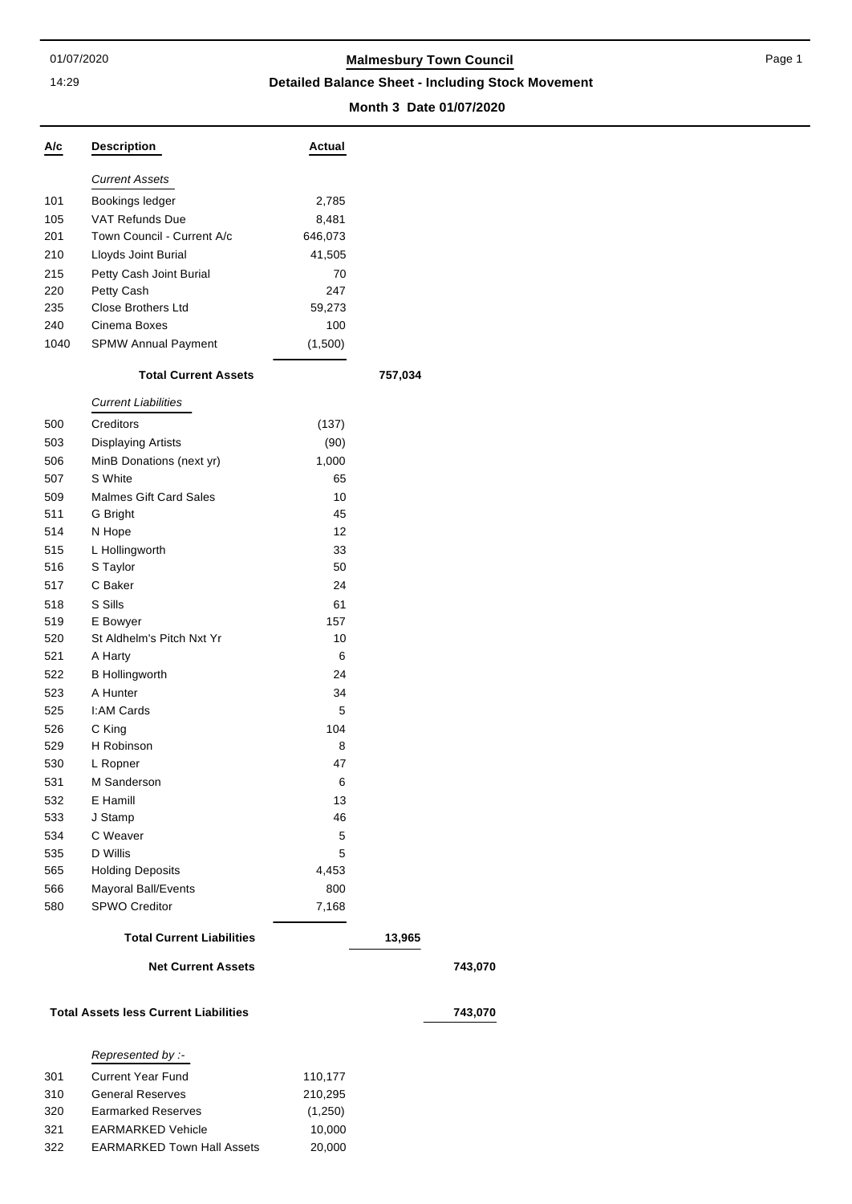# Malmesbury Town Council

## Detailed Balance Sheet - Including Stock Movement

### Month 3 Date 01/07/2020

| A/c | Description | Actual | | |
|---|---|---|---|---|
| | *Current Assets* | | | |
| 101 | Bookings ledger | 2,785 | | |
| 105 | VAT Refunds Due | 8,481 | | |
| 201 | Town Council - Current A/c | 646,073 | | |
| 210 | Lloyds Joint Burial | 41,505 | | |
| 215 | Petty Cash Joint Burial | 70 | | |
| 220 | Petty Cash | 247 | | |
| 235 | Close Brothers Ltd | 59,273 | | |
| 240 | Cinema Boxes | 100 | | |
| 1040 | SPMW Annual Payment | (1,500) | | |
| | **Total Current Assets** | | **757,034** | |
| | *Current Liabilities* | | | |
| 500 | Creditors | (137) | | |
| 503 | Displaying Artists | (90) | | |
| 506 | MinB Donations (next yr) | 1,000 | | |
| 507 | S White | 65 | | |
| 509 | Malmes Gift Card Sales | 10 | | |
| 511 | G Bright | 45 | | |
| 514 | N Hope | 12 | | |
| 515 | L Hollingworth | 33 | | |
| 516 | S Taylor | 50 | | |
| 517 | C Baker | 24 | | |
| 518 | S Sills | 61 | | |
| 519 | E Bowyer | 157 | | |
| 520 | St Aldhelm's Pitch Nxt Yr | 10 | | |
| 521 | A Harty | 6 | | |
| 522 | B Hollingworth | 24 | | |
| 523 | A Hunter | 34 | | |
| 525 | I:AM Cards | 5 | | |
| 526 | C King | 104 | | |
| 529 | H Robinson | 8 | | |
| 530 | L Ropner | 47 | | |
| 531 | M Sanderson | 6 | | |
| 532 | E Hamill | 13 | | |
| 533 | J Stamp | 46 | | |
| 534 | C Weaver | 5 | | |
| 535 | D Willis | 5 | | |
| 565 | Holding Deposits | 4,453 | | |
| 566 | Mayoral Ball/Events | 800 | | |
| 580 | SPWO Creditor | 7,168 | | |
| | **Total Current Liabilities** | | **13,965** | |
| | **Net Current Assets** | | | **743,070** |
| | **Total Assets less Current Liabilities** | | | **743,070** |
| | *Represented by :-* | | | |
| 301 | Current Year Fund | 110,177 | | |
| 310 | General Reserves | 210,295 | | |
| 320 | Earmarked Reserves | (1,250) | | |
| 321 | EARMARKED Vehicle | 10,000 | | |
| 322 | EARMARKED Town Hall Assets | 20,000 | | |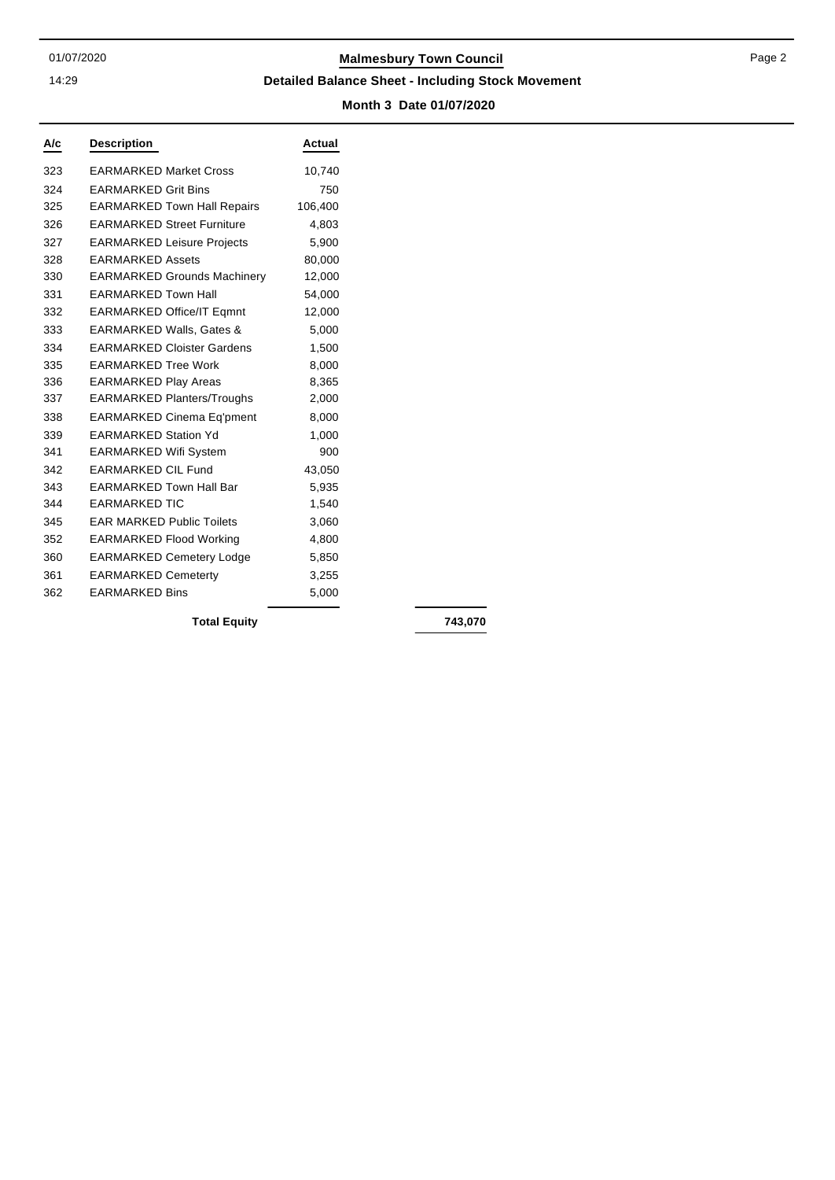| A/c | Description | Actual | |
|---|---|---|---|
| 323 | EARMARKED Market Cross | 10,740 | |
| 324 | EARMARKED Grit Bins | 750 | |
| 325 | EARMARKED Town Hall Repairs | 106,400 | |
| 326 | EARMARKED Street Furniture | 4,803 | |
| 327 | EARMARKED Leisure Projects | 5,900 | |
| 328 | EARMARKED Assets | 80,000 | |
| 330 | EARMARKED Grounds Machinery | 12,000 | |
| 331 | EARMARKED Town Hall | 54,000 | |
| 332 | EARMARKED Office/IT Eqmnt | 12,000 | |
| 333 | EARMARKED Walls, Gates & | 5,000 | |
| 334 | EARMARKED Cloister Gardens | 1,500 | |
| 335 | EARMARKED Tree Work | 8,000 | |
| 336 | EARMARKED Play Areas | 8,365 | |
| 337 | EARMARKED Planters/Troughs | 2,000 | |
| 338 | EARMARKED Cinema Eq'pment | 8,000 | |
| 339 | EARMARKED Station Yd | 1,000 | |
| 341 | EARMARKED Wifi System | 900 | |
| 342 | EARMARKED CIL Fund | 43,050 | |
| 343 | EARMARKED Town Hall Bar | 5,935 | |
| 344 | EARMARKED TIC | 1,540 | |
| 345 | EAR MARKED Public Toilets | 3,060 | |
| 352 | EARMARKED Flood Working | 4,800 | |
| 360 | EARMARKED Cemetery Lodge | 5,850 | |
| 361 | EARMARKED Cemeterty | 3,255 | |
| 362 | EARMARKED Bins | 5,000 | |
| | **Total Equity** | | **743,070** |